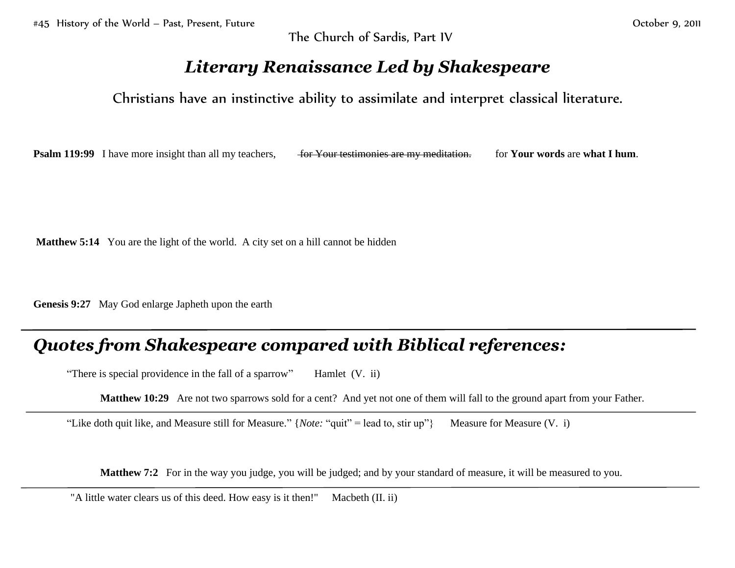The Church of Sardis, Part IV

# *Literary Renaissance Led by Shakespeare*

Christians have an instinctive ability to assimilate and interpret classical literature.

**Psalm 119:99** I have more insight than all my teachers, ~~for Your testimonies are my meditation.~~ for **Your words** are **what I hum**.

**Matthew 5:14** You are the light of the world. A city set on a hill cannot be hidden

**Genesis 9:27** May God enlarge Japheth upon the earth

---

## *Quotes from Shakespeare compared with Biblical references:*

"There is special providence in the fall of a sparrow" Hamlet (V. ii)

**Matthew 10:29** Are not two sparrows sold for a cent? And yet not one of them will fall to the ground apart from your Father.

---

"Like doth quit like, and Measure still for Measure." {*Note:* "quit" = lead to, stir up"} Measure for Measure (V. i)

**Matthew 7:2** For in the way you judge, you will be judged; and by your standard of measure, it will be measured to you.

---

"A little water clears us of this deed. How easy is it then!" Macbeth (II. ii)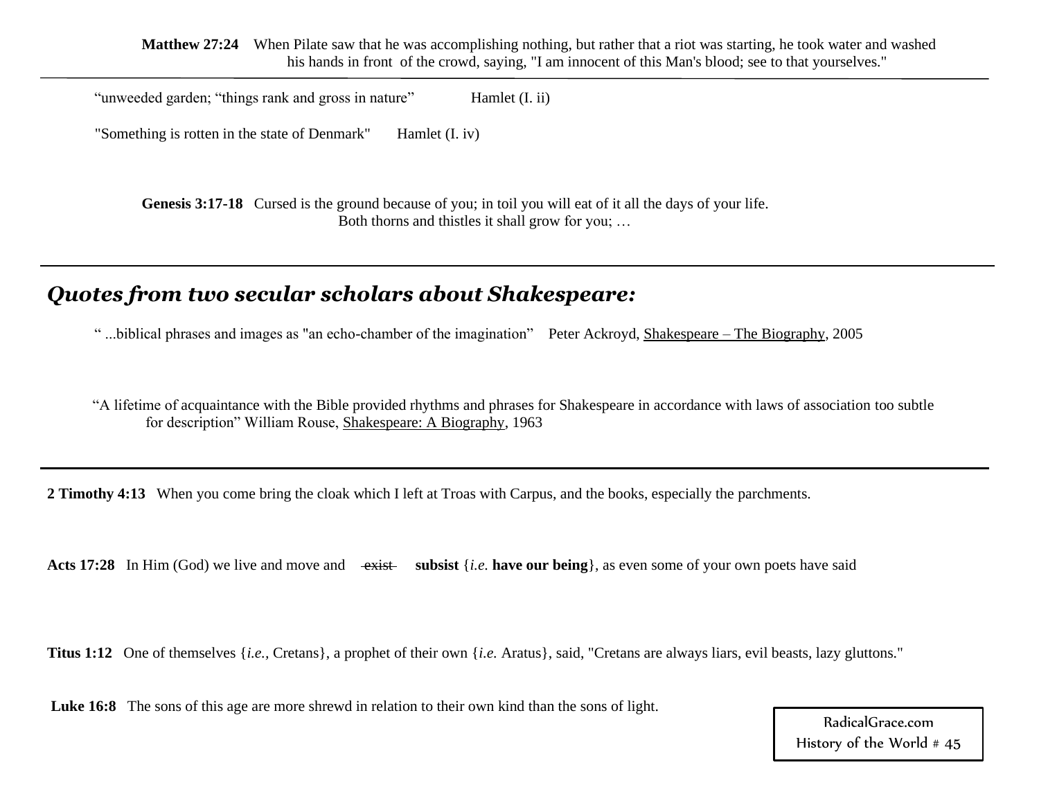**Matthew 27:24** When Pilate saw that he was accomplishing nothing, but rather that a riot was starting, he took water and washed his hands in front of the crowd, saying, "I am innocent of this Man's blood; see to that yourselves."

---

"unweeded garden; "things rank and gross in nature" Hamlet (I. ii)

"Something is rotten in the state of Denmark" Hamlet (I. iv)

**Genesis 3:17-18** Cursed is the ground because of you; in toil you will eat of it all the days of your life. Both thorns and thistles it shall grow for you; …

---

## *Quotes from two secular scholars about Shakespeare:*

" ...biblical phrases and images as "an echo-chamber of the imagination" Peter Ackroyd, Shakespeare – The Biography, 2005

"A lifetime of acquaintance with the Bible provided rhythms and phrases for Shakespeare in accordance with laws of association too subtle for description" William Rouse, Shakespeare: A Biography, 1963

---

**2 Timothy 4:13** When you come bring the cloak which I left at Troas with Carpus, and the books, especially the parchments.

**Acts 17:28** In Him (God) we live and move and ~~exist~~ **subsist** {*i.e.* **have our being**}, as even some of your own poets have said

**Titus 1:12** One of themselves {*i.e.*, Cretans}, a prophet of their own {*i.e.* Aratus}, said, "Cretans are always liars, evil beasts, lazy gluttons."

**Luke 16:8** The sons of this age are more shrewd in relation to their own kind than the sons of light.

RadicalGrace.com
History of the World # 45